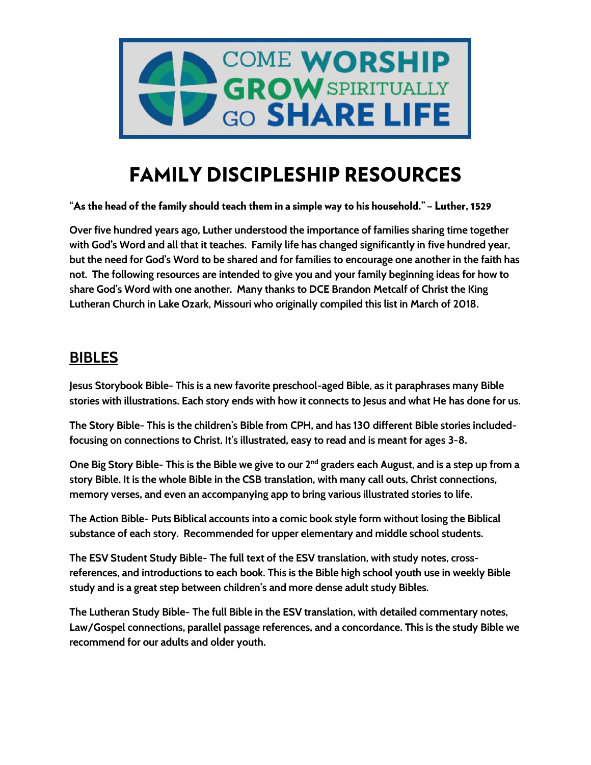COME WORSHIP
GROW SPIRITUALLY
GO SHARE LIFE

# FAMILY DISCIPLESHIP RESOURCES

**"As the head of the family should teach them in a simple way to his household." – Luther, 1529**

**Over five hundred years ago, Luther understood the importance of families sharing time together with God's Word and all that it teaches. Family life has changed significantly in five hundred year, but the need for God's Word to be shared and for families to encourage one another in the faith has not. The following resources are intended to give you and your family beginning ideas for how to share God's Word with one another. Many thanks to DCE Brandon Metcalf of Christ the King Lutheran Church in Lake Ozark, Missouri who originally compiled this list in March of 2018.**

## BIBLES

**Jesus Storybook Bible- This is a new favorite preschool-aged Bible, as it paraphrases many Bible stories with illustrations. Each story ends with how it connects to Jesus and what He has done for us.**

**The Story Bible- This is the children's Bible from CPH, and has 130 different Bible stories included- focusing on connections to Christ. It's illustrated, easy to read and is meant for ages 3-8.**

**One Big Story Bible- This is the Bible we give to our 2nd graders each August, and is a step up from a story Bible. It is the whole Bible in the CSB translation, with many call outs, Christ connections, memory verses, and even an accompanying app to bring various illustrated stories to life.**

**The Action Bible- Puts Biblical accounts into a comic book style form without losing the Biblical substance of each story. Recommended for upper elementary and middle school students.**

**The ESV Student Study Bible- The full text of the ESV translation, with study notes, cross-references, and introductions to each book. This is the Bible high school youth use in weekly Bible study and is a great step between children's and more dense adult study Bibles.**

**The Lutheran Study Bible- The full Bible in the ESV translation, with detailed commentary notes, Law/Gospel connections, parallel passage references, and a concordance. This is the study Bible we recommend for our adults and older youth.**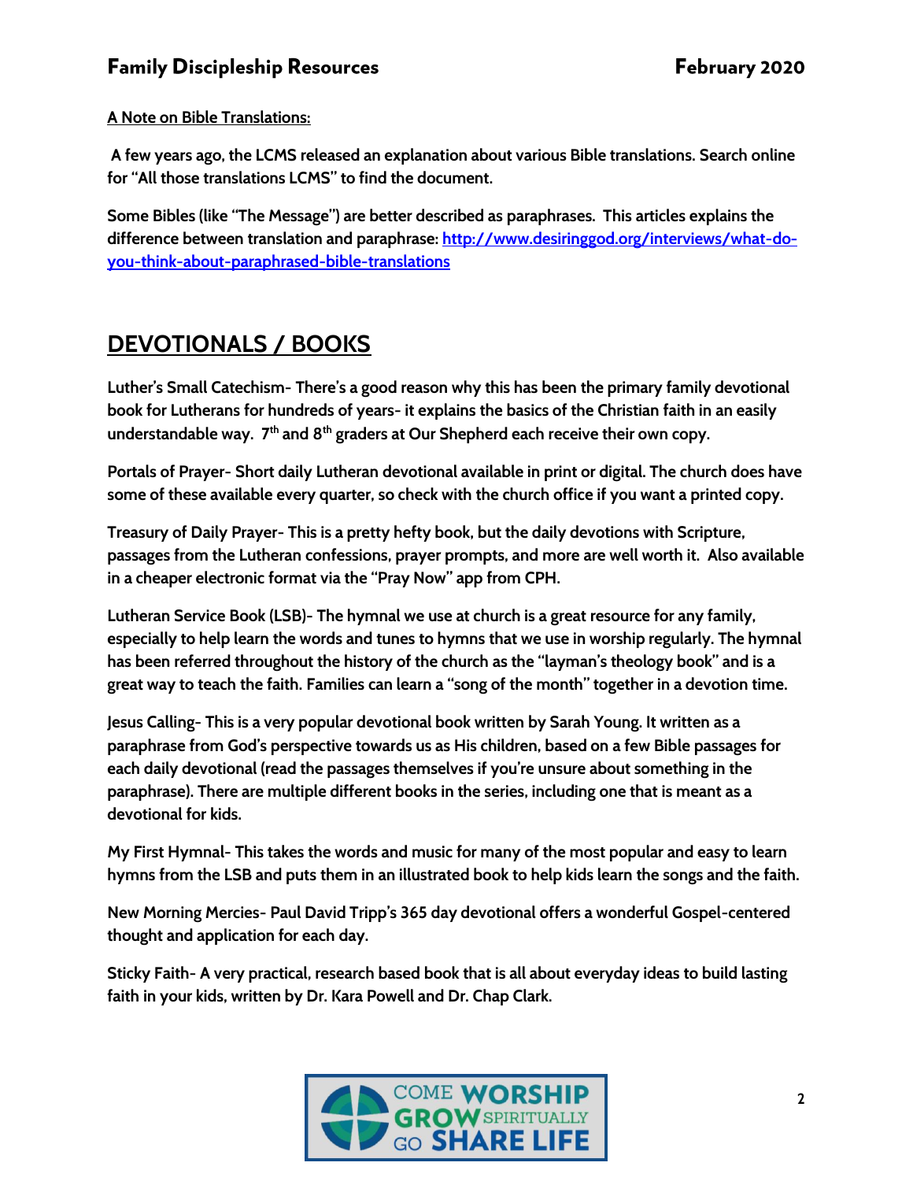**A Note on Bible Translations:**

**A few years ago, the LCMS released an explanation about various Bible translations. Search online for "All those translations LCMS" to find the document.**

**Some Bibles (like "The Message") are better described as paraphrases. This articles explains the difference between translation and paraphrase: [http://www.desiringgod.org/interviews/what-do-you-think-about-paraphrased-bible-translations](http://www.desiringgod.org/interviews/what-do-you-think-about-paraphrased-bible-translations)**

## DEVOTIONALS / BOOKS

**Luther's Small Catechism- There's a good reason why this has been the primary family devotional book for Lutherans for hundreds of years- it explains the basics of the Christian faith in an easily understandable way. 7th and 8th graders at Our Shepherd each receive their own copy.**

**Portals of Prayer- Short daily Lutheran devotional available in print or digital. The church does have some of these available every quarter, so check with the church office if you want a printed copy.**

**Treasury of Daily Prayer- This is a pretty hefty book, but the daily devotions with Scripture, passages from the Lutheran confessions, prayer prompts, and more are well worth it. Also available in a cheaper electronic format via the "Pray Now" app from CPH.**

**Lutheran Service Book (LSB)- The hymnal we use at church is a great resource for any family, especially to help learn the words and tunes to hymns that we use in worship regularly. The hymnal has been referred throughout the history of the church as the "layman's theology book" and is a great way to teach the faith. Families can learn a "song of the month" together in a devotion time.**

**Jesus Calling- This is a very popular devotional book written by Sarah Young. It written as a paraphrase from God's perspective towards us as His children, based on a few Bible passages for each daily devotional (read the passages themselves if you're unsure about something in the paraphrase). There are multiple different books in the series, including one that is meant as a devotional for kids.**

**My First Hymnal- This takes the words and music for many of the most popular and easy to learn hymns from the LSB and puts them in an illustrated book to help kids learn the songs and the faith.**

**New Morning Mercies- Paul David Tripp's 365 day devotional offers a wonderful Gospel-centered thought and application for each day.**

**Sticky Faith- A very practical, research based book that is all about everyday ideas to build lasting faith in your kids, written by Dr. Kara Powell and Dr. Chap Clark.**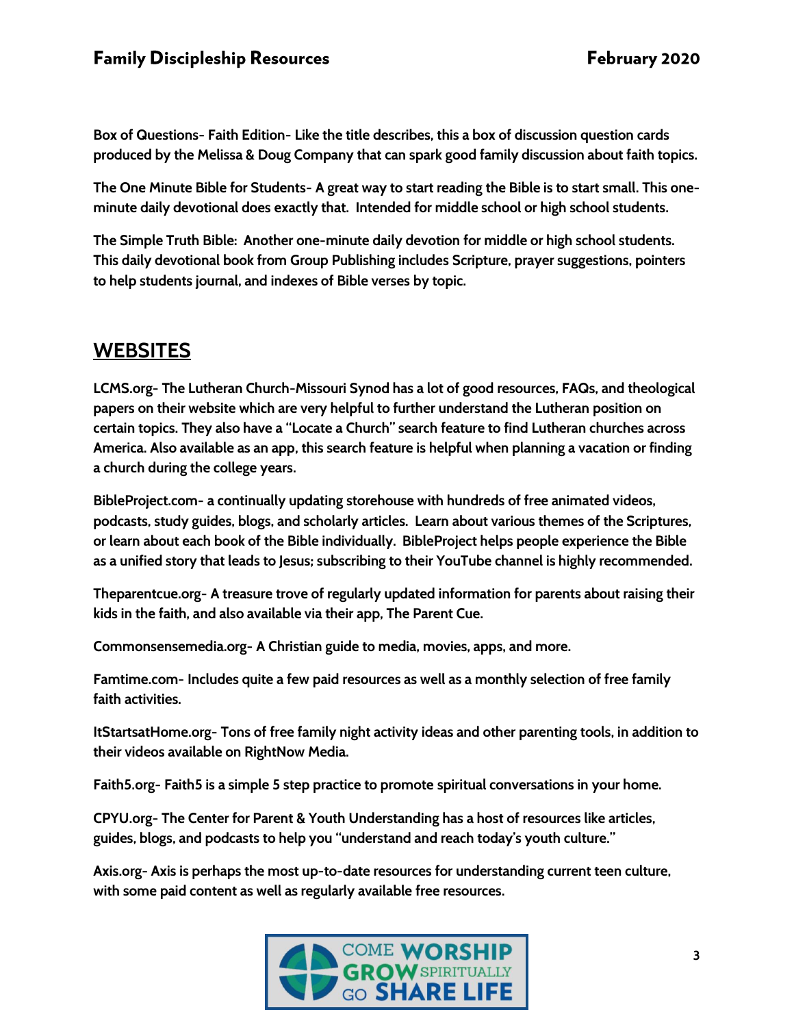**Box of Questions- Faith Edition- Like the title describes, this a box of discussion question cards produced by the Melissa & Doug Company that can spark good family discussion about faith topics.**

**The One Minute Bible for Students- A great way to start reading the Bible is to start small. This one-minute daily devotional does exactly that. Intended for middle school or high school students.**

**The Simple Truth Bible: Another one-minute daily devotion for middle or high school students. This daily devotional book from Group Publishing includes Scripture, prayer suggestions, pointers to help students journal, and indexes of Bible verses by topic.**

## WEBSITES

**LCMS.org- The Lutheran Church-Missouri Synod has a lot of good resources, FAQs, and theological papers on their website which are very helpful to further understand the Lutheran position on certain topics. They also have a "Locate a Church" search feature to find Lutheran churches across America. Also available as an app, this search feature is helpful when planning a vacation or finding a church during the college years.**

**BibleProject.com- a continually updating storehouse with hundreds of free animated videos, podcasts, study guides, blogs, and scholarly articles. Learn about various themes of the Scriptures, or learn about each book of the Bible individually. BibleProject helps people experience the Bible as a unified story that leads to Jesus; subscribing to their YouTube channel is highly recommended.**

**Theparentcue.org- A treasure trove of regularly updated information for parents about raising their kids in the faith, and also available via their app, The Parent Cue.**

**Commonsensemedia.org- A Christian guide to media, movies, apps, and more.**

**Famtime.com- Includes quite a few paid resources as well as a monthly selection of free family faith activities.**

**ItStartsatHome.org- Tons of free family night activity ideas and other parenting tools, in addition to their videos available on RightNow Media.**

**Faith5.org- Faith5 is a simple 5 step practice to promote spiritual conversations in your home.**

**CPYU.org- The Center for Parent & Youth Understanding has a host of resources like articles, guides, blogs, and podcasts to help you "understand and reach today's youth culture."**

**Axis.org- Axis is perhaps the most up-to-date resources for understanding current teen culture, with some paid content as well as regularly available free resources.**

COME WORSHIP GROW SPIRITUALLY GO SHARE LIFE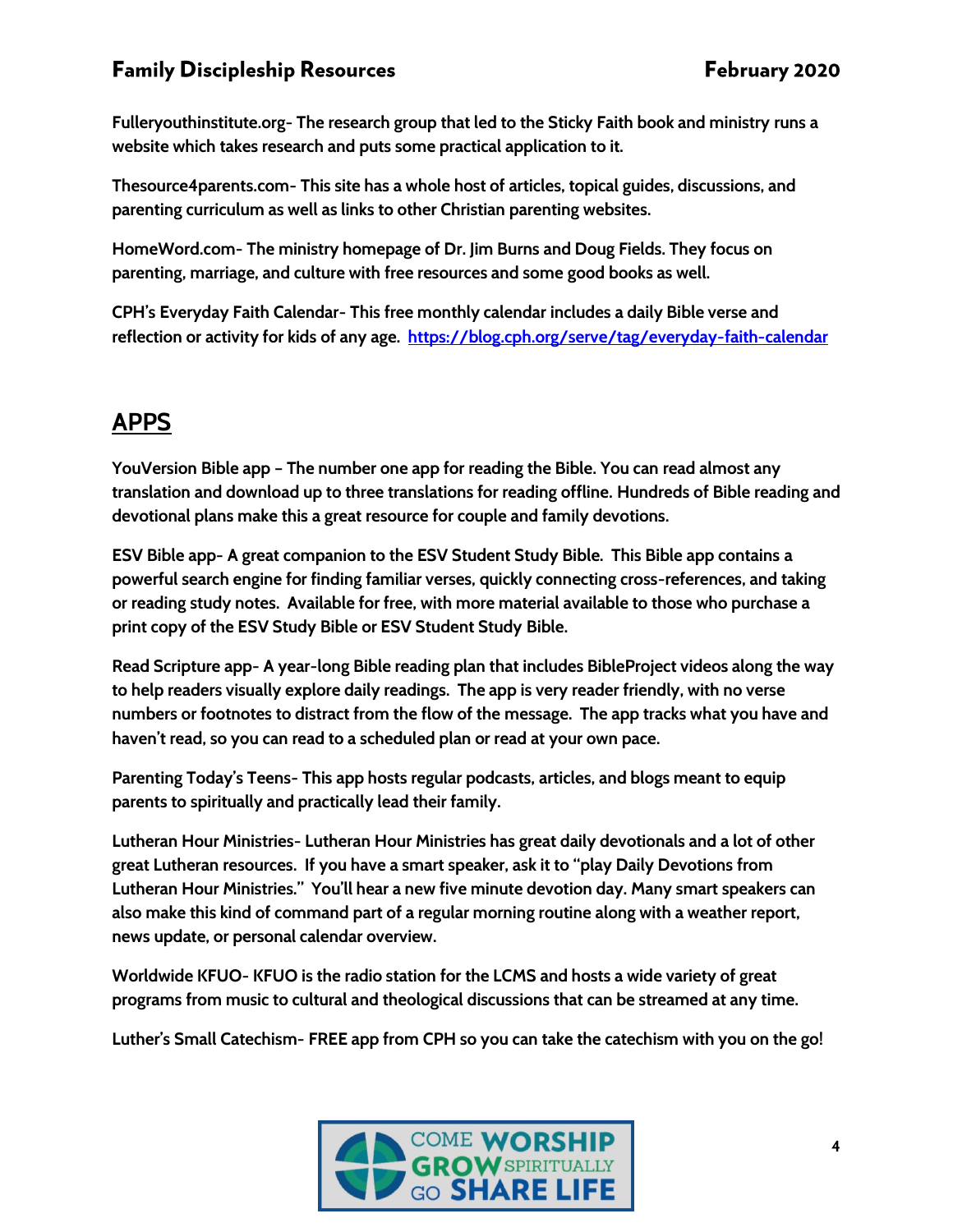**Fulleryouthinstitute.org- The research group that led to the Sticky Faith book and ministry runs a website which takes research and puts some practical application to it.**

**Thesource4parents.com- This site has a whole host of articles, topical guides, discussions, and parenting curriculum as well as links to other Christian parenting websites.**

**HomeWord.com- The ministry homepage of Dr. Jim Burns and Doug Fields. They focus on parenting, marriage, and culture with free resources and some good books as well.**

**CPH's Everyday Faith Calendar- This free monthly calendar includes a daily Bible verse and reflection or activity for kids of any age. [https://blog.cph.org/serve/tag/everyday-faith-calendar](https://blog.cph.org/serve/tag/everyday-faith-calendar)**

## APPS

**YouVersion Bible app – The number one app for reading the Bible. You can read almost any translation and download up to three translations for reading offline. Hundreds of Bible reading and devotional plans make this a great resource for couple and family devotions.**

**ESV Bible app- A great companion to the ESV Student Study Bible. This Bible app contains a powerful search engine for finding familiar verses, quickly connecting cross-references, and taking or reading study notes. Available for free, with more material available to those who purchase a print copy of the ESV Study Bible or ESV Student Study Bible.**

**Read Scripture app- A year-long Bible reading plan that includes BibleProject videos along the way to help readers visually explore daily readings. The app is very reader friendly, with no verse numbers or footnotes to distract from the flow of the message. The app tracks what you have and haven't read, so you can read to a scheduled plan or read at your own pace.**

**Parenting Today's Teens- This app hosts regular podcasts, articles, and blogs meant to equip parents to spiritually and practically lead their family.**

**Lutheran Hour Ministries- Lutheran Hour Ministries has great daily devotionals and a lot of other great Lutheran resources. If you have a smart speaker, ask it to "play Daily Devotions from Lutheran Hour Ministries." You'll hear a new five minute devotion day. Many smart speakers can also make this kind of command part of a regular morning routine along with a weather report, news update, or personal calendar overview.**

**Worldwide KFUO- KFUO is the radio station for the LCMS and hosts a wide variety of great programs from music to cultural and theological discussions that can be streamed at any time.**

**Luther's Small Catechism- FREE app from CPH so you can take the catechism with you on the go!**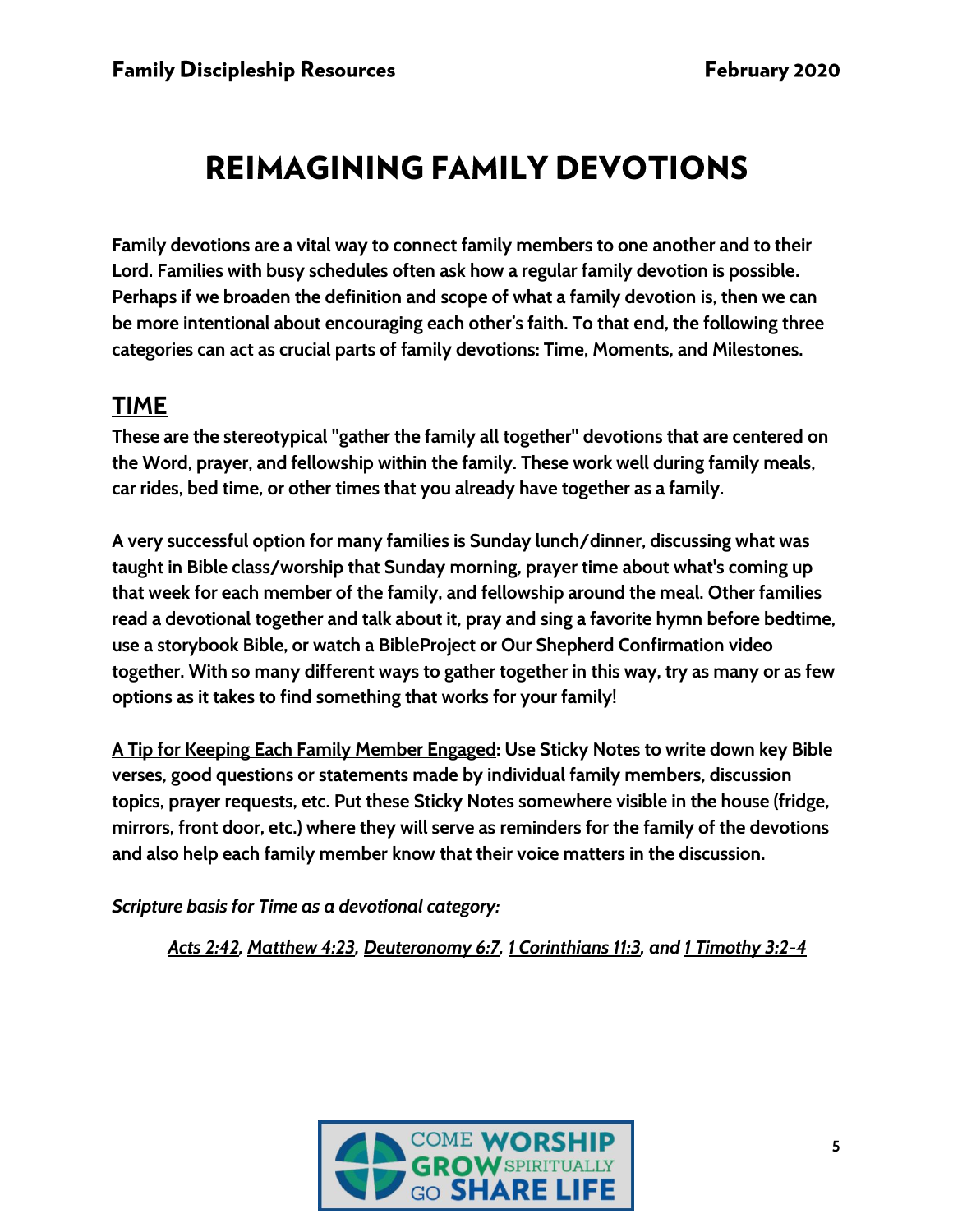# REIMAGINING FAMILY DEVOTIONS

**Family devotions are a vital way to connect family members to one another and to their Lord. Families with busy schedules often ask how a regular family devotion is possible. Perhaps if we broaden the definition and scope of what a family devotion is, then we can be more intentional about encouraging each other's faith. To that end, the following three categories can act as crucial parts of family devotions: Time, Moments, and Milestones.**

## TIME

**These are the stereotypical "gather the family all together" devotions that are centered on the Word, prayer, and fellowship within the family. These work well during family meals, car rides, bed time, or other times that you already have together as a family.**

**A very successful option for many families is Sunday lunch/dinner, discussing what was taught in Bible class/worship that Sunday morning, prayer time about what's coming up that week for each member of the family, and fellowship around the meal. Other families read a devotional together and talk about it, pray and sing a favorite hymn before bedtime, use a storybook Bible, or watch a BibleProject or Our Shepherd Confirmation video together. With so many different ways to gather together in this way, try as many or as few options as it takes to find something that works for your family!**

**A Tip for Keeping Each Family Member Engaged: Use Sticky Notes to write down key Bible verses, good questions or statements made by individual family members, discussion topics, prayer requests, etc. Put these Sticky Notes somewhere visible in the house (fridge, mirrors, front door, etc.) where they will serve as reminders for the family of the devotions and also help each family member know that their voice matters in the discussion.**

***Scripture basis for Time as a devotional category:***

***Acts 2:42, Matthew 4:23, Deuteronomy 6:7, 1 Corinthians 11:3, and 1 Timothy 3:2-4***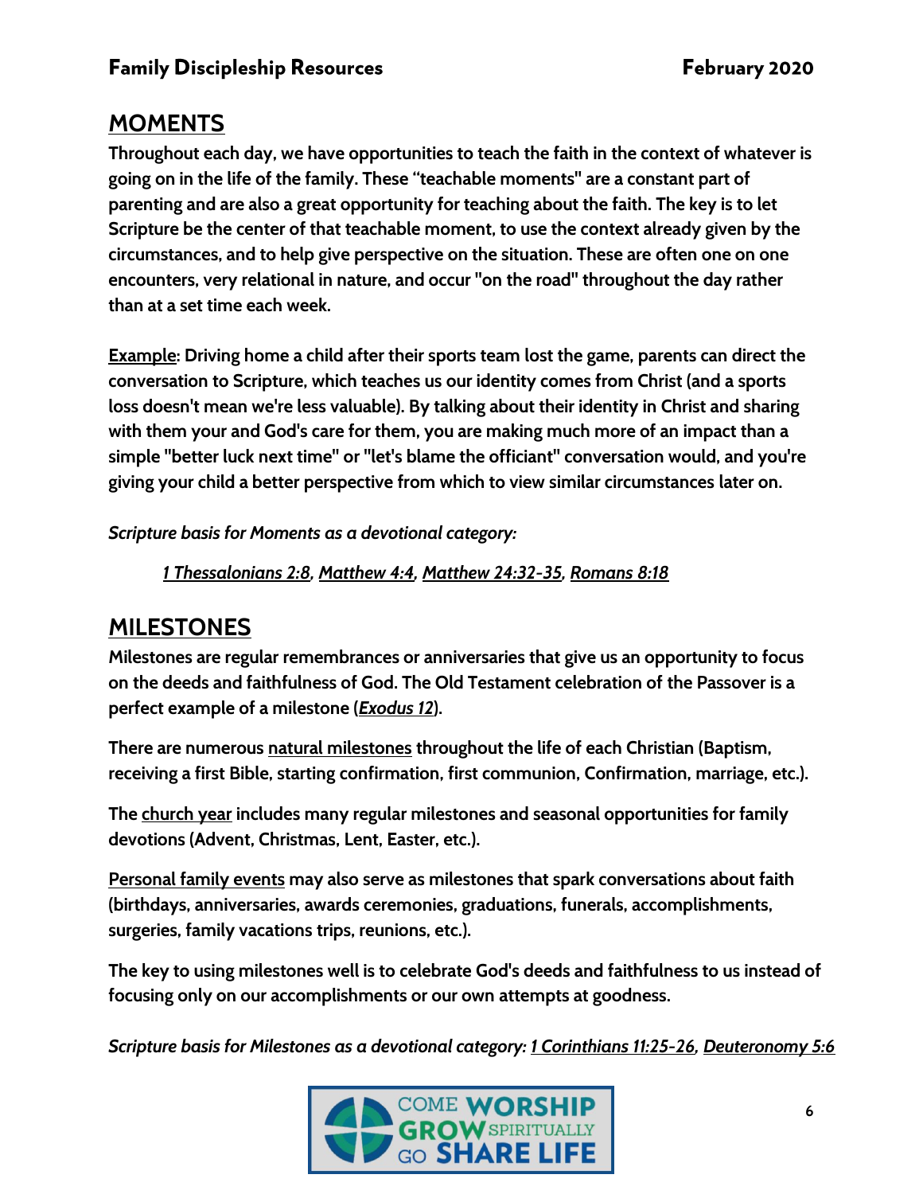## MOMENTS

**Throughout each day, we have opportunities to teach the faith in the context of whatever is going on in the life of the family. These "teachable moments" are a constant part of parenting and are also a great opportunity for teaching about the faith. The key is to let Scripture be the center of that teachable moment, to use the context already given by the circumstances, and to help give perspective on the situation. These are often one on one encounters, very relational in nature, and occur "on the road" throughout the day rather than at a set time each week.**

**Example: Driving home a child after their sports team lost the game, parents can direct the conversation to Scripture, which teaches us our identity comes from Christ (and a sports loss doesn't mean we're less valuable). By talking about their identity in Christ and sharing with them your and God's care for them, you are making much more of an impact than a simple "better luck next time" or "let's blame the officiant" conversation would, and you're giving your child a better perspective from which to view similar circumstances later on.**

*Scripture basis for Moments as a devotional category:*

*1 Thessalonians 2:8, Matthew 4:4, Matthew 24:32-35, Romans 8:18*

## MILESTONES

**Milestones are regular remembrances or anniversaries that give us an opportunity to focus on the deeds and faithfulness of God. The Old Testament celebration of the Passover is a perfect example of a milestone (*Exodus 12*).**

**There are numerous natural milestones throughout the life of each Christian (Baptism, receiving a first Bible, starting confirmation, first communion, Confirmation, marriage, etc.).**

**The church year includes many regular milestones and seasonal opportunities for family devotions (Advent, Christmas, Lent, Easter, etc.).**

**Personal family events may also serve as milestones that spark conversations about faith (birthdays, anniversaries, awards ceremonies, graduations, funerals, accomplishments, surgeries, family vacations trips, reunions, etc.).**

**The key to using milestones well is to celebrate God's deeds and faithfulness to us instead of focusing only on our accomplishments or our own attempts at goodness.**

*Scripture basis for Milestones as a devotional category: 1 Corinthians 11:25-26, Deuteronomy 5:6*

COME WORSHIP
GROW SPIRITUALLY
GO SHARE LIFE